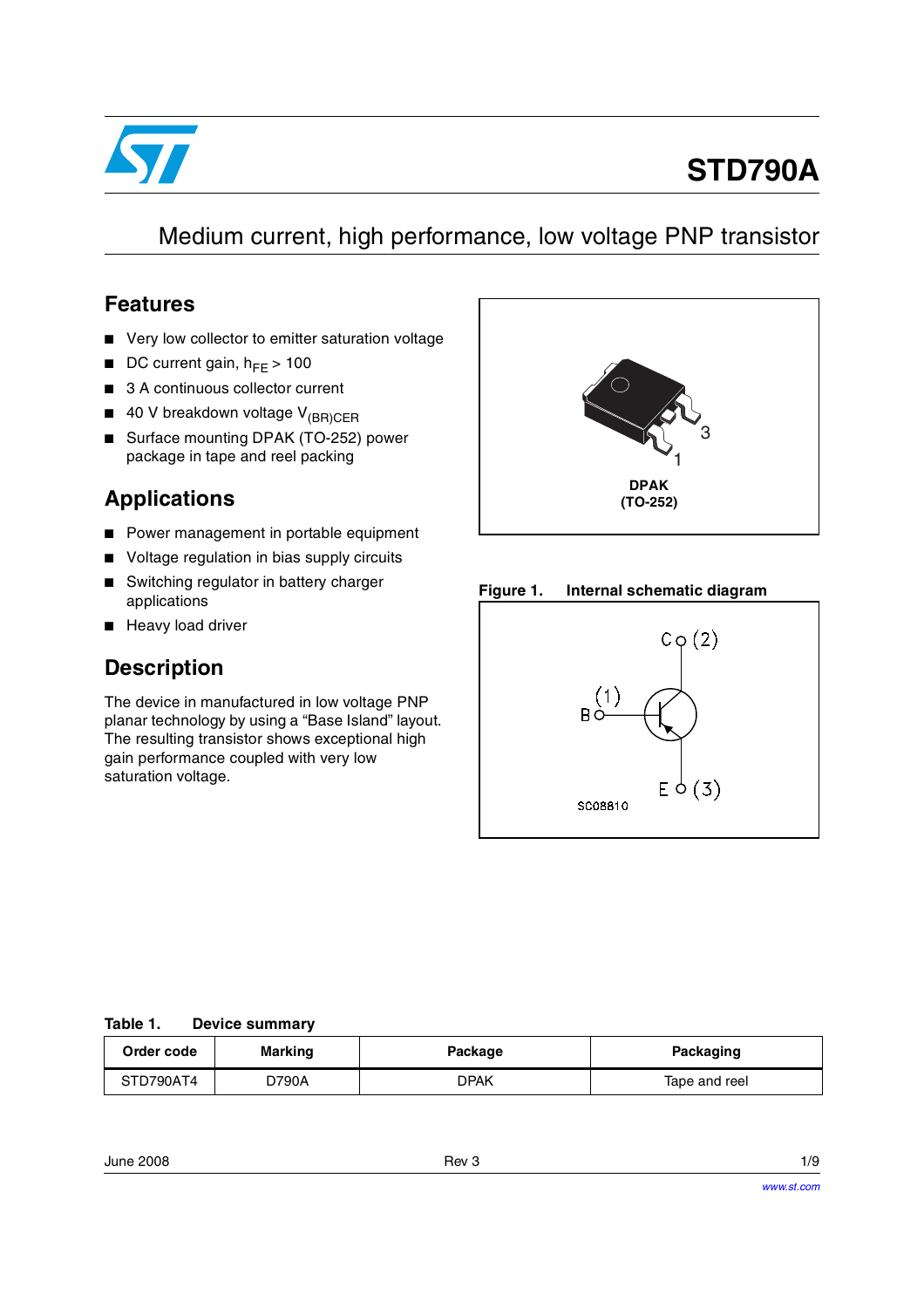# STD790A

## Medium current, high performance, low voltage PNP transistor

## Features

- Very low collector to emitter saturation voltage
- DC current gain, $h_{FE} > 100$
- 3 A continuous collector current
- 40 V breakdown voltage $V_{(BR)CER}$
- Surface mounting DPAK (TO-252) power package in tape and reel packing

## Applications

- Power management in portable equipment
- Voltage regulation in bias supply circuits
- Switching regulator in battery charger applications
- Heavy load driver

## Description

The device in manufactured in low voltage PNP planar technology by using a “Base Island” layout. The resulting transistor shows exceptional high gain performance coupled with very low saturation voltage.

3

1

**DPAK**
**(TO-252)**

**Figure 1. Internal schematic diagram**

C (2)

B (1)

E (3)

SC08810

**Table 1. Device summary**

| Order code | Marking | Package | Packaging |
|---|---|---|---|
| STD790AT4 | D790A | DPAK | Tape and reel |

June 2008 Rev 3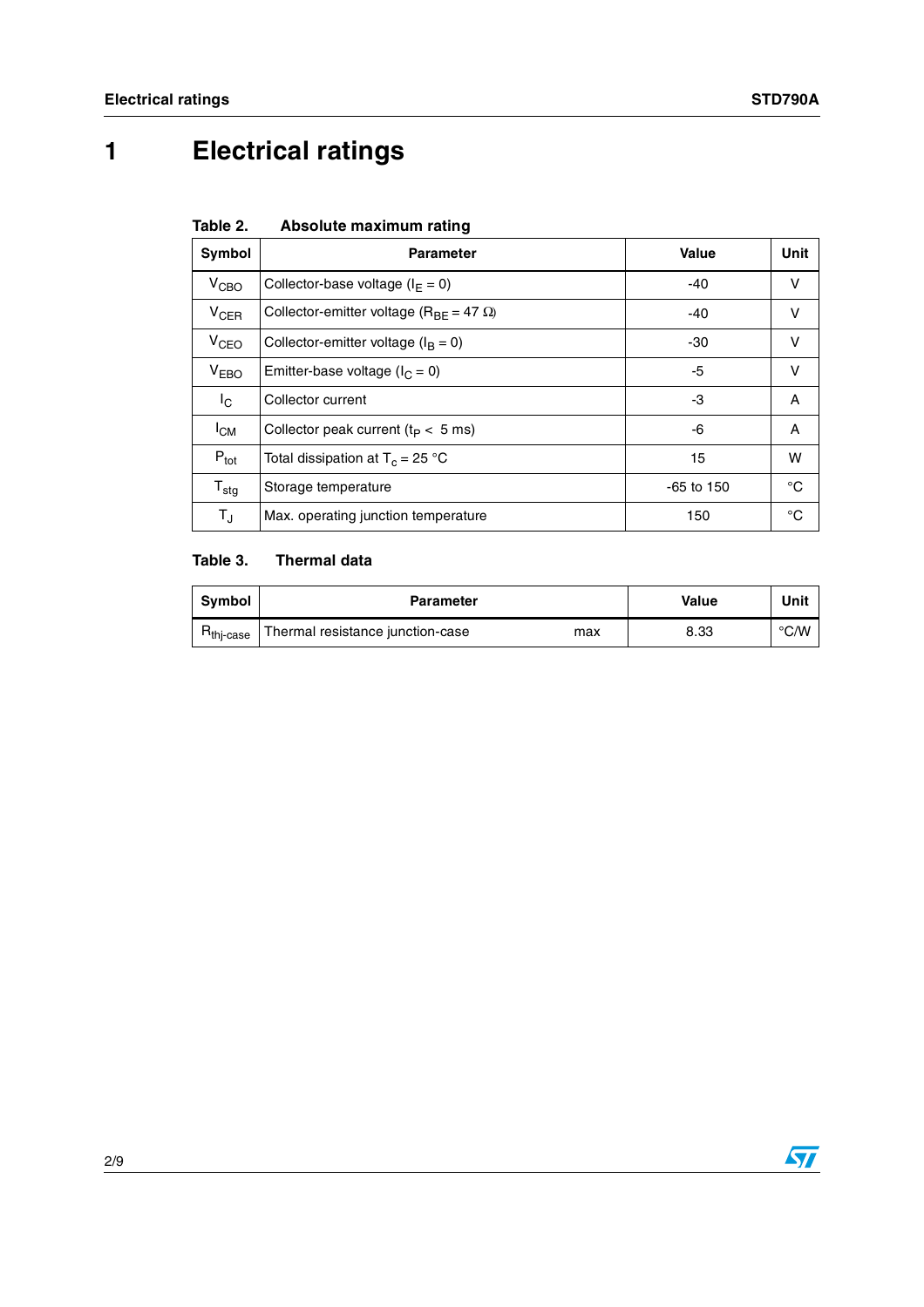# 1 Electrical ratings

**Table 2. Absolute maximum rating**

| Symbol | Parameter | Value | Unit |
|---|---|---|---|
| $V_{CBO}$ | Collector-base voltage ($I_E = 0$) | -40 | V |
| $V_{CER}$ | Collector-emitter voltage ($R_{BE} = 47\ \Omega$) | -40 | V |
| $V_{CEO}$ | Collector-emitter voltage ($I_B = 0$) | -30 | V |
| $V_{EBO}$ | Emitter-base voltage ($I_C = 0$) | -5 | V |
| $I_C$ | Collector current | -3 | A |
| $I_{CM}$ | Collector peak current ($t_P < 5$ ms) | -6 | A |
| $P_{tot}$ | Total dissipation at $T_c = 25$ °C | 15 | W |
| $T_{stg}$ | Storage temperature | -65 to 150 | °C |
| $T_J$ | Max. operating junction temperature | 150 | °C |

**Table 3. Thermal data**

| Symbol | Parameter | | Value | Unit |
|---|---|---|---|---|
| $R_{thj\text{-}case}$ | Thermal resistance junction-case | max | 8.33 | °C/W |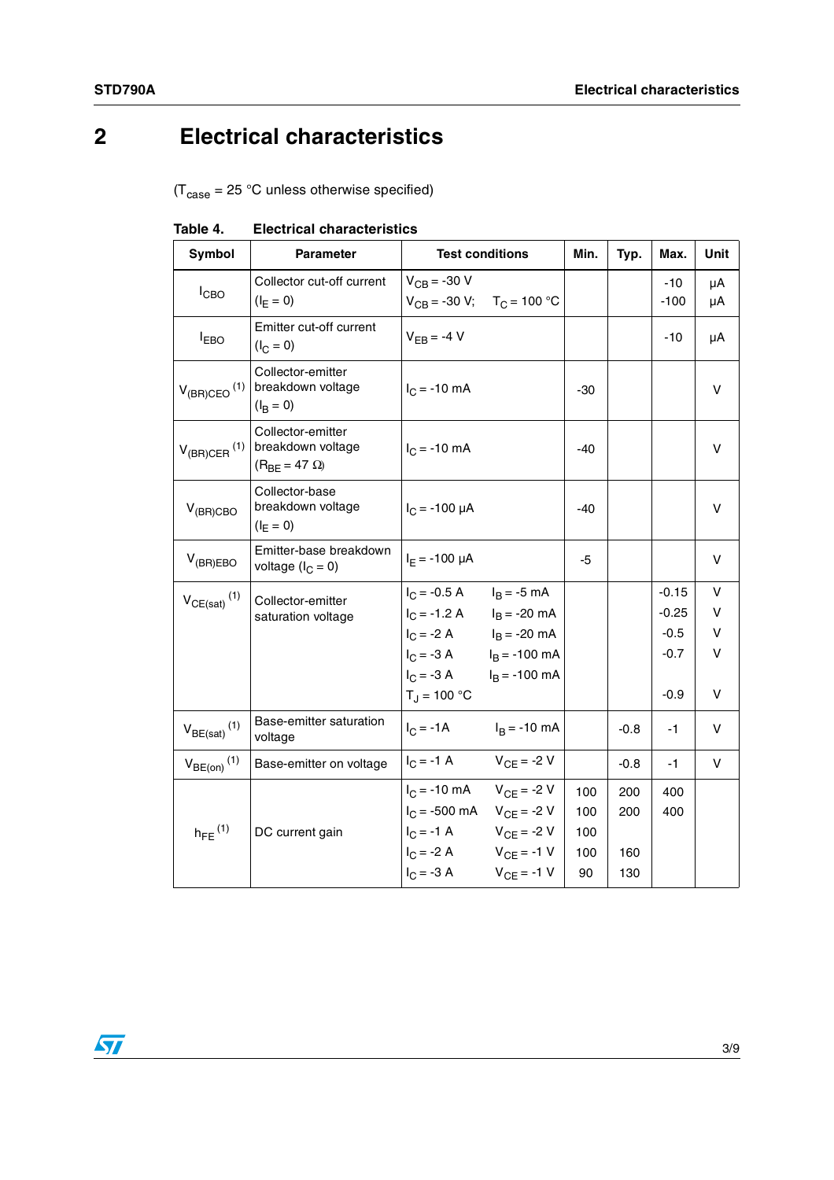## 2 Electrical characteristics

($T_{case}$ = 25 °C unless otherwise specified)

**Table 4. Electrical characteristics**

| Symbol | Parameter | Test conditions | Min. | Typ. | Max. | Unit |
|---|---|---|---|---|---|---|
| $I_{CBO}$ | Collector cut-off current ($I_E$ = 0) | $V_{CB}$ = -30 V<br>$V_{CB}$ = -30 V; $T_C$ = 100 °C | | | -10<br>-100 | µA<br>µA |
| $I_{EBO}$ | Emitter cut-off current ($I_C$ = 0) | $V_{EB}$ = -4 V | | | -10 | µA |
| $V_{(BR)CEO}$ (1) | Collector-emitter breakdown voltage ($I_B$ = 0) | $I_C$ = -10 mA | -30 | | | V |
| $V_{(BR)CER}$ (1) | Collector-emitter breakdown voltage ($R_{BE}$ = 47 Ω) | $I_C$ = -10 mA | -40 | | | V |
| $V_{(BR)CBO}$ | Collector-base breakdown voltage ($I_E$ = 0) | $I_C$ = -100 µA | -40 | | | V |
| $V_{(BR)EBO}$ | Emitter-base breakdown voltage ($I_C$ = 0) | $I_E$ = -100 µA | -5 | | | V |
| $V_{CE(sat)}$ (1) | Collector-emitter saturation voltage | $I_C$ = -0.5 A $I_B$ = -5 mA<br>$I_C$ = -1.2 A $I_B$ = -20 mA<br>$I_C$ = -2 A $I_B$ = -20 mA<br>$I_C$ = -3 A $I_B$ = -100 mA<br>$I_C$ = -3 A $I_B$ = -100 mA<br>$T_J$ = 100 °C | | | -0.15<br>-0.25<br>-0.5<br>-0.7<br><br>-0.9 | V<br>V<br>V<br>V<br><br>V |
| $V_{BE(sat)}$ (1) | Base-emitter saturation voltage | $I_C$ = -1A $I_B$ = -10 mA | | -0.8 | -1 | V |
| $V_{BE(on)}$ (1) | Base-emitter on voltage | $I_C$ = -1 A $V_{CE}$ = -2 V | | -0.8 | -1 | V |
| $h_{FE}$ (1) | DC current gain | $I_C$ = -10 mA $V_{CE}$ = -2 V<br>$I_C$ = -500 mA $V_{CE}$ = -2 V<br>$I_C$ = -1 A $V_{CE}$ = -2 V<br>$I_C$ = -2 A $V_{CE}$ = -1 V<br>$I_C$ = -3 A $V_{CE}$ = -1 V | 100<br>100<br>100<br>100<br>90 | 200<br>200<br><br>160<br>130 | 400<br>400 | |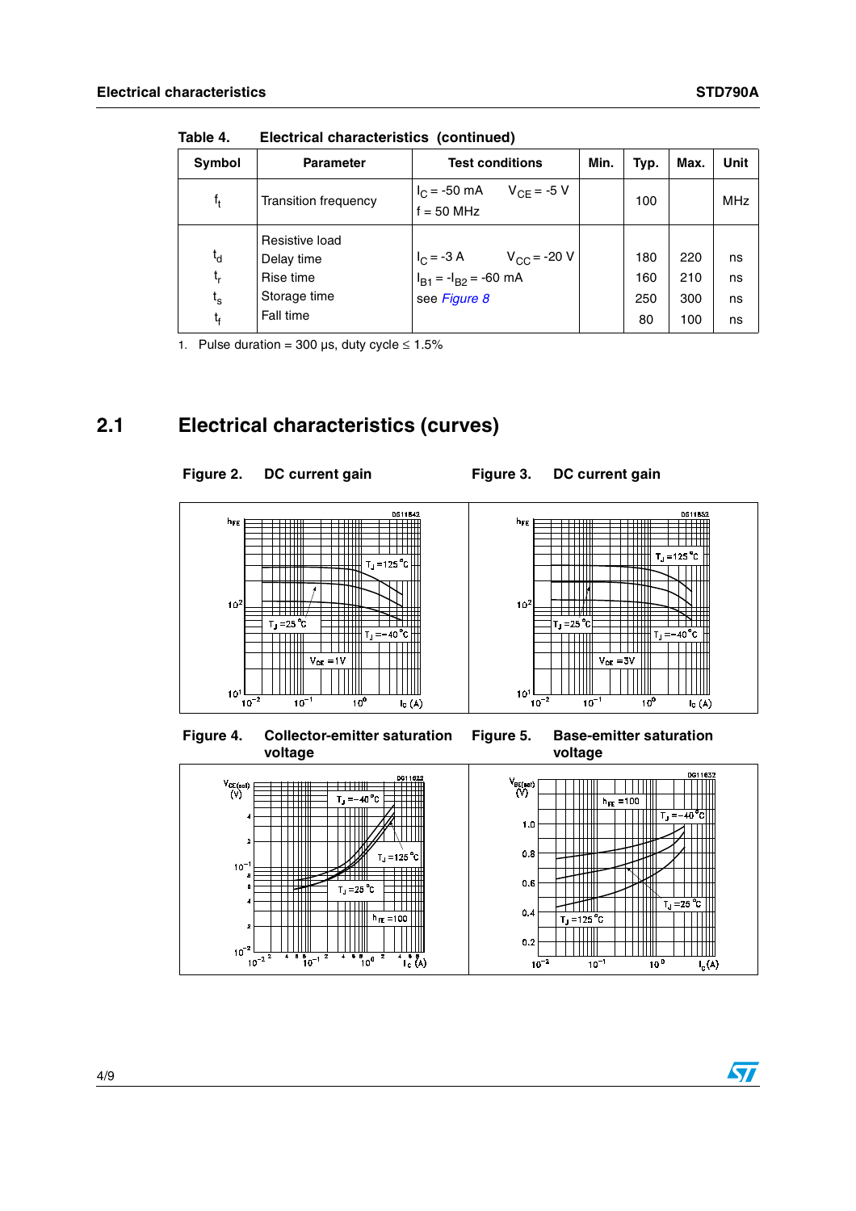Table 4. Electrical characteristics (continued)

| Symbol | Parameter | Test conditions | Min. | Typ. | Max. | Unit |
|---|---|---|---|---|---|---|
| $f_t$ | Transition frequency | $I_C$ = -50 mA $V_{CE}$ = -5 V<br>f = 50 MHz | | 100 | | MHz |
| <br>$t_d$<br>$t_r$<br>$t_s$<br>$t_f$ | Resistive load<br>Delay time<br>Rise time<br>Storage time<br>Fall time | $I_C$ = -3 A $V_{CC}$ = -20 V<br>$I_{B1}$ = -$I_{B2}$ = -60 mA<br>see *Figure 8* | | <br>180<br>160<br>250<br>80 | <br>220<br>210<br>300<br>100 | <br>ns<br>ns<br>ns<br>ns |

1. Pulse duration = 300 µs, duty cycle ≤ 1.5%

## 2.1 Electrical characteristics (curves)

**Figure 2. DC current gain**

DG11842
$h_{FE}$
$10^2$
$10^1$
$T_J$ =125 °C
$T_J$ =25 °C
$T_J$ =−40 °C
$V_{CE}$ =1V
$10^{-2}$ $10^{-1}$ $10^0$ $I_C$ (A)

**Figure 3. DC current gain**

DG11852
$h_{FE}$
$10^2$
$10^1$
$T_J$ =125 °C
$T_J$ =25 °C
$T_J$ =−40 °C
$V_{CE}$ =3V
$10^{-2}$ $10^{-1}$ $10^0$ $I_C$ (A)

**Figure 4. Collector-emitter saturation voltage**

DG11822
$V_{CE(sat)}$ (V)
$10^{-1}$
$10^{-2}$
$T_J$ =−40 °C
$T_J$ =125 °C
$T_J$ =25 °C
$h_{FE}$ =100
$10^{-2}$ $10^{-1}$ $10^0$ $I_C$ (A)

**Figure 5. Base-emitter saturation voltage**

DG11832
$V_{BE(sat)}$ (V)
1.0
0.8
0.6
0.4
0.2
$h_{FE}$ =100
$T_J$ =−40 °C
$T_J$ =25 °C
$T_J$ =125 °C
$10^{-2}$ $10^{-1}$ $10^0$ $I_C$ (A)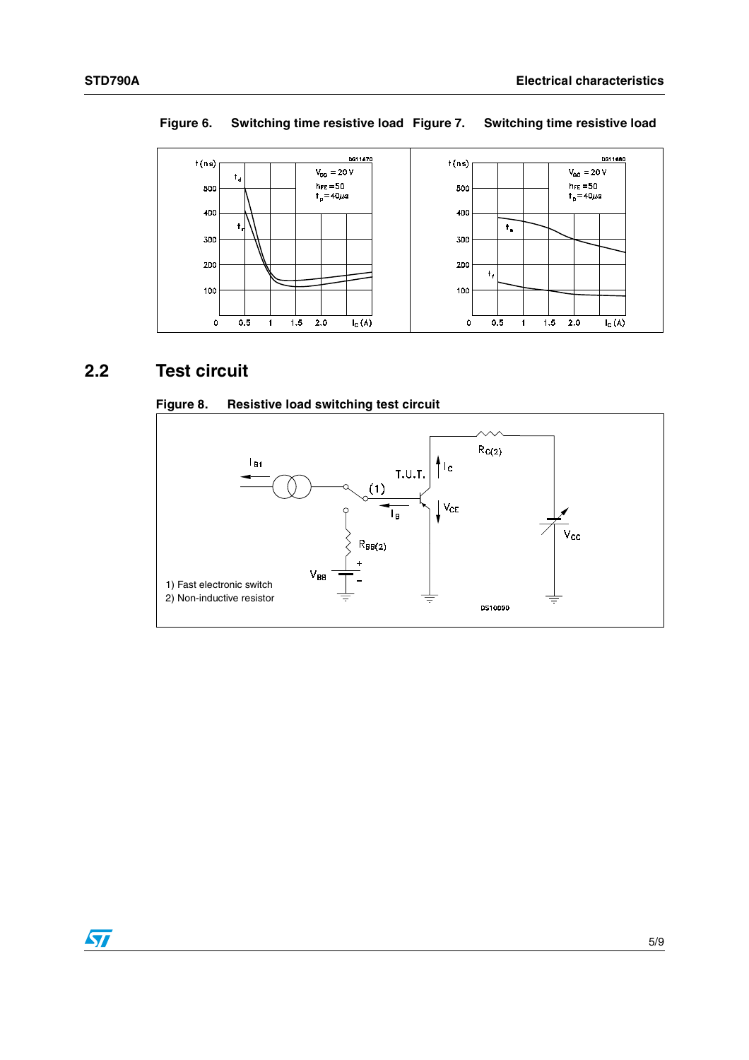Figure 6. Switching time resistive load

DG11670

t (ns)

500

400

300

200

100

0

0.5 1 1.5 2.0 $I_C$ (A)

$t_d$

$t_r$

$V_{CC}$ = 20 V

$h_{FE}$ = 50

$t_p$ = 40µs

Figure 7. Switching time resistive load

DG11680

t (ns)

500

400

300

200

100

0

0.5 1 1.5 2.0 $I_C$ (A)

$t_s$

$t_f$

$V_{CC}$ = 20 V

$h_{FE}$ = 50

$t_p$ = 40µs

## 2.2 Test circuit

Figure 8. Resistive load switching test circuit

$I_{B1}$

(1)

T.U.T.

$I_C$

$I_B$

$V_{CE}$

$R_{C(2)}$

$V_{CC}$

$R_{BB(2)}$

$V_{BB}$

+

-

DS10090

1) Fast electronic switch

2) Non-inductive resistor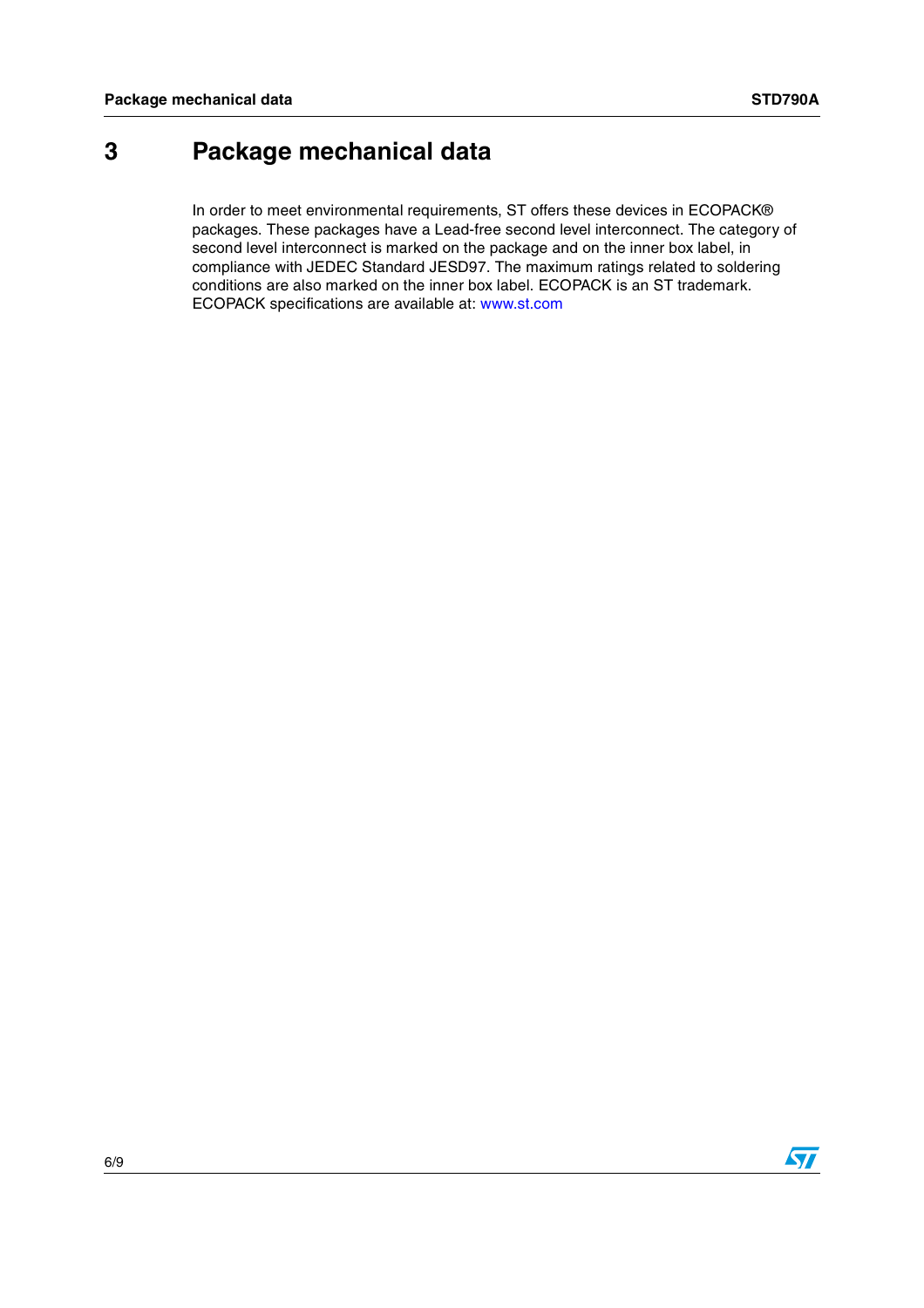# 3 Package mechanical data

In order to meet environmental requirements, ST offers these devices in ECOPACK® packages. These packages have a Lead-free second level interconnect. The category of second level interconnect is marked on the package and on the inner box label, in compliance with JEDEC Standard JESD97. The maximum ratings related to soldering conditions are also marked on the inner box label. ECOPACK is an ST trademark. ECOPACK specifications are available at: www.st.com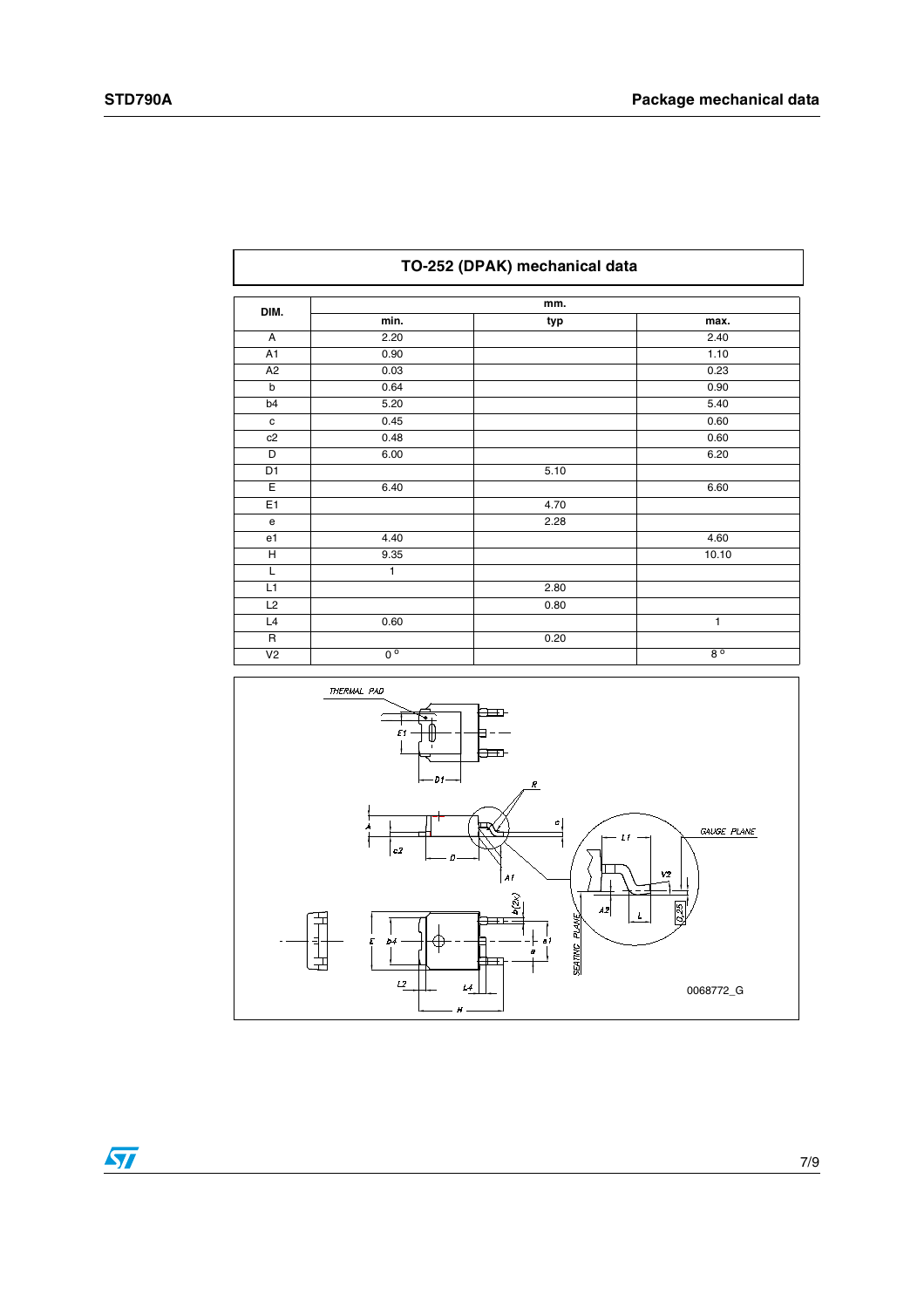## TO-252 (DPAK) mechanical data

| DIM. | mm. | | |
|---|---|---|---|
| | min. | typ | max. |
| A | 2.20 | | 2.40 |
| A1 | 0.90 | | 1.10 |
| A2 | 0.03 | | 0.23 |
| b | 0.64 | | 0.90 |
| b4 | 5.20 | | 5.40 |
| c | 0.45 | | 0.60 |
| c2 | 0.48 | | 0.60 |
| D | 6.00 | | 6.20 |
| D1 | | 5.10 | |
| E | 6.40 | | 6.60 |
| E1 | | 4.70 | |
| e | | 2.28 | |
| e1 | 4.40 | | 4.60 |
| H | 9.35 | | 10.10 |
| L | 1 | | |
| L1 | | 2.80 | |
| L2 | | 0.80 | |
| L4 | 0.60 | | 1 |
| R | | 0.20 | |
| V2 | 0 ° | | 8 ° |

THERMAL PAD

E1

D1

R

A

c

c2

D

A1

GAUGE PLANE

L1

V2

A2

L

0.25

b(2x)

SEATING PLANE

E

b4

e1

e

L2

L4

H

0068772_G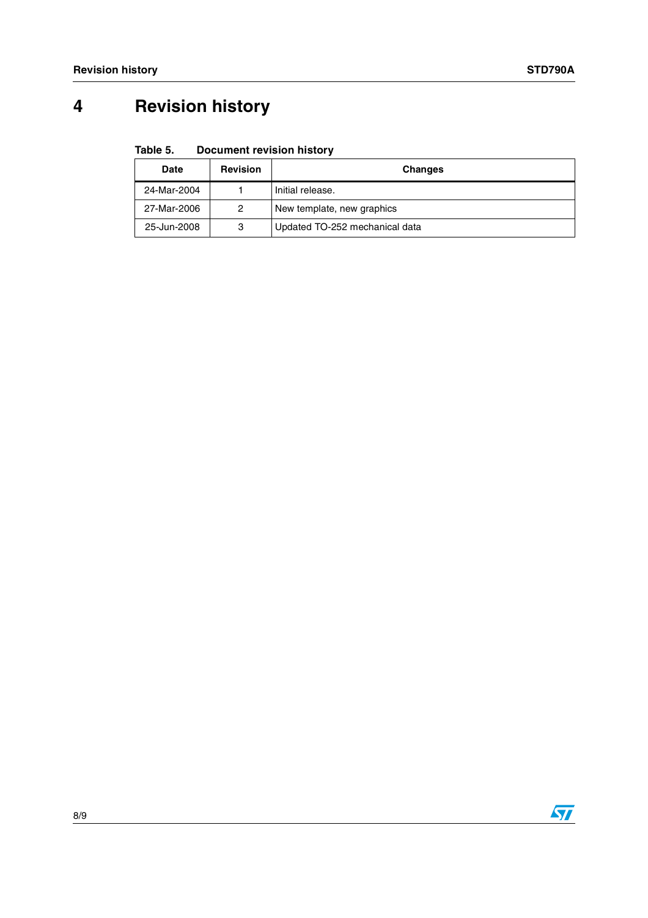# 4 Revision history

Table 5. Document revision history

| Date | Revision | Changes |
|---|---|---|
| 24-Mar-2004 | 1 | Initial release. |
| 27-Mar-2006 | 2 | New template, new graphics |
| 25-Jun-2008 | 3 | Updated TO-252 mechanical data |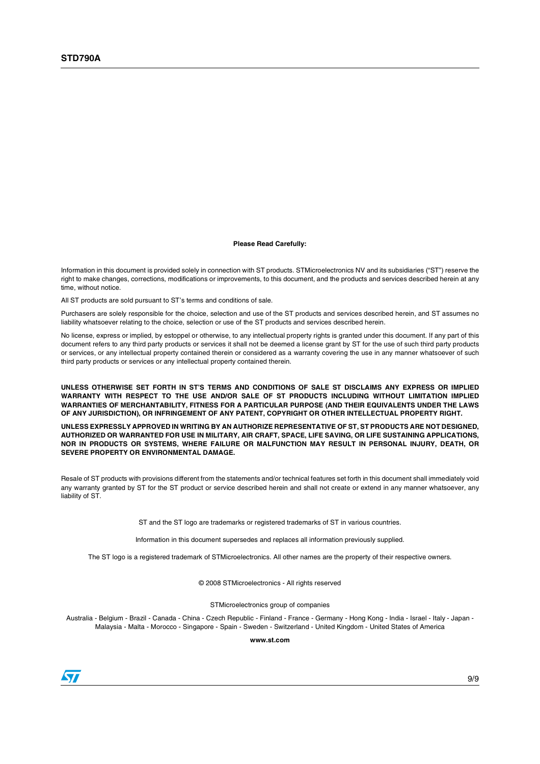**Please Read Carefully:**

Information in this document is provided solely in connection with ST products. STMicroelectronics NV and its subsidiaries ("ST") reserve the right to make changes, corrections, modifications or improvements, to this document, and the products and services described herein at any time, without notice.

All ST products are sold pursuant to ST's terms and conditions of sale.

Purchasers are solely responsible for the choice, selection and use of the ST products and services described herein, and ST assumes no liability whatsoever relating to the choice, selection or use of the ST products and services described herein.

No license, express or implied, by estoppel or otherwise, to any intellectual property rights is granted under this document. If any part of this document refers to any third party products or services it shall not be deemed a license grant by ST for the use of such third party products or services, or any intellectual property contained therein or considered as a warranty covering the use in any manner whatsoever of such third party products or services or any intellectual property contained therein.

**UNLESS OTHERWISE SET FORTH IN ST'S TERMS AND CONDITIONS OF SALE ST DISCLAIMS ANY EXPRESS OR IMPLIED WARRANTY WITH RESPECT TO THE USE AND/OR SALE OF ST PRODUCTS INCLUDING WITHOUT LIMITATION IMPLIED WARRANTIES OF MERCHANTABILITY, FITNESS FOR A PARTICULAR PURPOSE (AND THEIR EQUIVALENTS UNDER THE LAWS OF ANY JURISDICTION), OR INFRINGEMENT OF ANY PATENT, COPYRIGHT OR OTHER INTELLECTUAL PROPERTY RIGHT.**

**UNLESS EXPRESSLY APPROVED IN WRITING BY AN AUTHORIZE REPRESENTATIVE OF ST, ST PRODUCTS ARE NOT DESIGNED, AUTHORIZED OR WARRANTED FOR USE IN MILITARY, AIR CRAFT, SPACE, LIFE SAVING, OR LIFE SUSTAINING APPLICATIONS, NOR IN PRODUCTS OR SYSTEMS, WHERE FAILURE OR MALFUNCTION MAY RESULT IN PERSONAL INJURY, DEATH, OR SEVERE PROPERTY OR ENVIRONMENTAL DAMAGE.**

Resale of ST products with provisions different from the statements and/or technical features set forth in this document shall immediately void any warranty granted by ST for the ST product or service described herein and shall not create or extend in any manner whatsoever, any liability of ST.

ST and the ST logo are trademarks or registered trademarks of ST in various countries.

Information in this document supersedes and replaces all information previously supplied.

The ST logo is a registered trademark of STMicroelectronics. All other names are the property of their respective owners.

© 2008 STMicroelectronics - All rights reserved

STMicroelectronics group of companies

Australia - Belgium - Brazil - Canada - China - Czech Republic - Finland - France - Germany - Hong Kong - India - Israel - Italy - Japan - Malaysia - Malta - Morocco - Singapore - Spain - Sweden - Switzerland - United Kingdom - United States of America

**www.st.com**